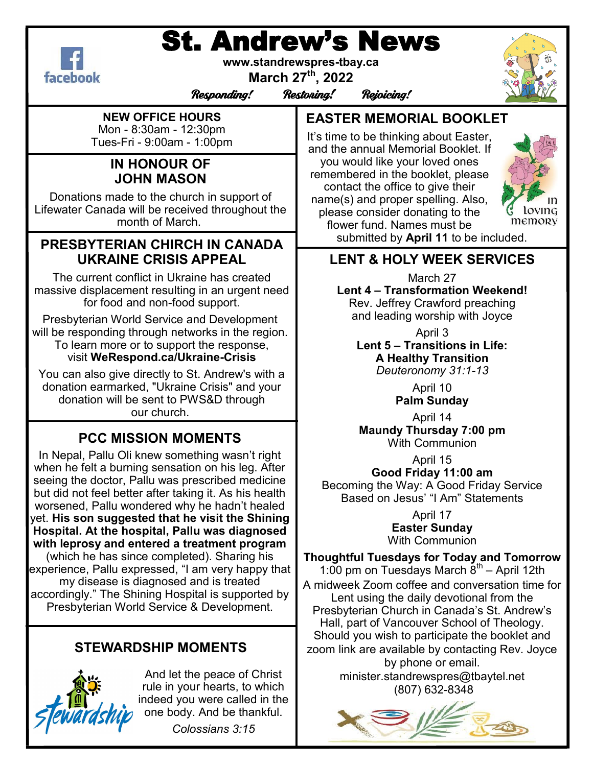# St. Andrew's News

www.standrewspres-tbay.ca

March 27th, 2022

*Responding! Restoring! Rejoicing!*

## NEW OFFICE HOURS

Mon - 8:30am - 12:30pm
Tues-Fri - 9:00am - 1:00pm

## IN HONOUR OF JOHN MASON

Donations made to the church in support of Lifewater Canada will be received throughout the month of March.

## PRESBYTERIAN CHURCH IN CANADA UKRAINE CRISIS APPEAL

The current conflict in Ukraine has created massive displacement resulting in an urgent need for food and non-food support.

Presbyterian World Service and Development will be responding through networks in the region. To learn more or to support the response, visit **WeRespond.ca/Ukraine-Crisis**

You can also give directly to St. Andrew's with a donation earmarked, "Ukraine Crisis" and your donation will be sent to PWS&D through our church.

## PCC MISSION MOMENTS

In Nepal, Pallu Oli knew something wasn't right when he felt a burning sensation on his leg. After seeing the doctor, Pallu was prescribed medicine but did not feel better after taking it. As his health worsened, Pallu wondered why he hadn't healed yet. **His son suggested that he visit the Shining Hospital. At the hospital, Pallu was diagnosed with leprosy and entered a treatment program** (which he has since completed). Sharing his experience, Pallu expressed, "I am very happy that my disease is diagnosed and is treated accordingly." The Shining Hospital is supported by Presbyterian World Service & Development.

## STEWARDSHIP MOMENTS

And let the peace of Christ rule in your hearts, to which indeed you were called in the one body. And be thankful.

*Colossians 3:15*

## EASTER MEMORIAL BOOKLET

It's time to be thinking about Easter, and the annual Memorial Booklet. If you would like your loved ones remembered in the booklet, please contact the office to give their name(s) and proper spelling. Also, please consider donating to the flower fund. Names must be submitted by **April 11** to be included.

## LENT & HOLY WEEK SERVICES

March 27
**Lent 4 – Transformation Weekend!**
Rev. Jeffrey Crawford preaching and leading worship with Joyce

April 3
**Lent 5 – Transitions in Life: A Healthy Transition**
*Deuteronomy 31:1-13*

April 10
**Palm Sunday**

April 14
**Maundy Thursday 7:00 pm**
With Communion

April 15
**Good Friday 11:00 am**
Becoming the Way: A Good Friday Service Based on Jesus' "I Am" Statements

April 17
**Easter Sunday**
With Communion

**Thoughtful Tuesdays for Today and Tomorrow**
1:00 pm on Tuesdays March 8th – April 12th

A midweek Zoom coffee and conversation time for Lent using the daily devotional from the Presbyterian Church in Canada's St. Andrew's Hall, part of Vancouver School of Theology. Should you wish to participate the booklet and zoom link are available by contacting Rev. Joyce by phone or email.

minister.standrewspres@tbaytel.net
(807) 632-8348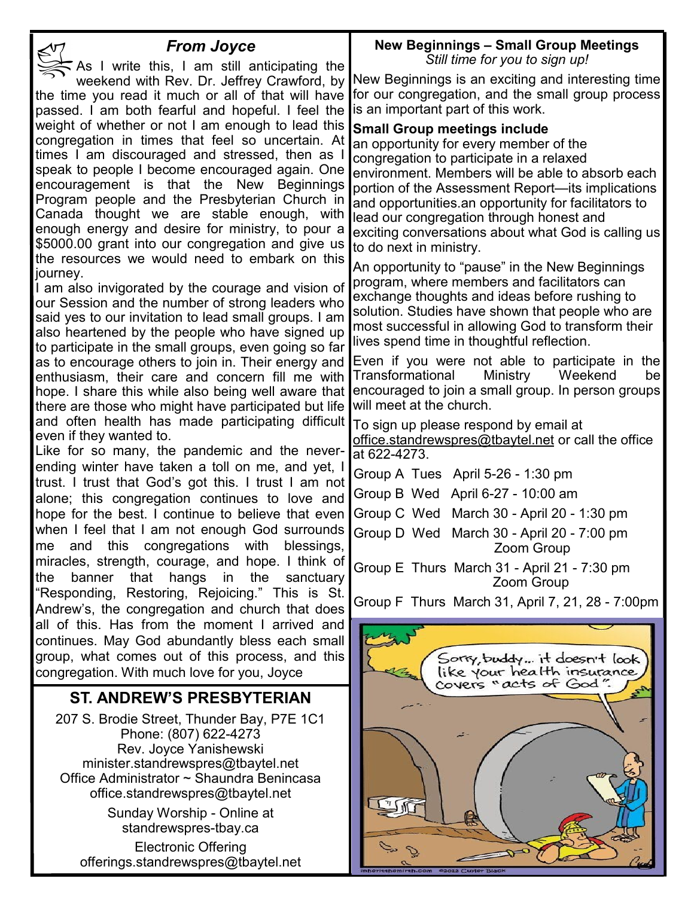## *From Joyce*

As I write this, I am still anticipating the weekend with Rev. Dr. Jeffrey Crawford, by the time you read it much or all of that will have passed. I am both fearful and hopeful. I feel the weight of whether or not I am enough to lead this congregation in times that feel so uncertain. At times I am discouraged and stressed, then as I speak to people I become encouraged again. One encouragement is that the New Beginnings Program people and the Presbyterian Church in Canada thought we are stable enough, with enough energy and desire for ministry, to pour a $5000.00 grant into our congregation and give us the resources we would need to embark on this journey.

I am also invigorated by the courage and vision of our Session and the number of strong leaders who said yes to our invitation to lead small groups. I am also heartened by the people who have signed up to participate in the small groups, even going so far as to encourage others to join in. Their energy and enthusiasm, their care and concern fill me with hope. I share this while also being well aware that there are those who might have participated but life and often health has made participating difficult even if they wanted to.

Like for so many, the pandemic and the never-ending winter have taken a toll on me, and yet, I trust. I trust that God's got this. I trust I am not alone; this congregation continues to love and hope for the best. I continue to believe that even when I feel that I am not enough God surrounds me and this congregations with blessings, miracles, strength, courage, and hope. I think of the banner that hangs in the sanctuary "Responding, Restoring, Rejoicing." This is St. Andrew's, the congregation and church that does all of this. Has from the moment I arrived and continues. May God abundantly bless each small group, what comes out of this process, and this congregation. With much love for you, Joyce

## ST. ANDREW'S PRESBYTERIAN

207 S. Brodie Street, Thunder Bay, P7E 1C1
Phone: (807) 622-4273
Rev. Joyce Yanishewski
minister.standrewspres@tbaytel.net
Office Administrator ~ Shaundra Benincasa
office.standrewspres@tbaytel.net

Sunday Worship - Online at
standrewspres-tbay.ca

Electronic Offering
offerings.standrewspres@tbaytel.net

## New Beginnings – Small Group Meetings

*Still time for you to sign up!*

New Beginnings is an exciting and interesting time for our congregation, and the small group process is an important part of this work.

**Small Group meetings include**
an opportunity for every member of the congregation to participate in a relaxed environment. Members will be able to absorb each portion of the Assessment Report—its implications and opportunities.an opportunity for facilitators to lead our congregation through honest and exciting conversations about what God is calling us to do next in ministry.

An opportunity to "pause" in the New Beginnings program, where members and facilitators can exchange thoughts and ideas before rushing to solution. Studies have shown that people who are most successful in allowing God to transform their lives spend time in thoughtful reflection.

Even if you were not able to participate in the Transformational Ministry Weekend be encouraged to join a small group. In person groups will meet at the church.

To sign up please respond by email at office.standrewspres@tbaytel.net or call the office at 622-4273.

Group A Tues April 5-26 - 1:30 pm
Group B Wed April 6-27 - 10:00 am
Group C Wed March 30 - April 20 - 1:30 pm
Group D Wed March 30 - April 20 - 7:00 pm Zoom Group
Group E Thurs March 31 - April 21 - 7:30 pm Zoom Group
Group F Thurs March 31, April 7, 21, 28 - 7:00pm